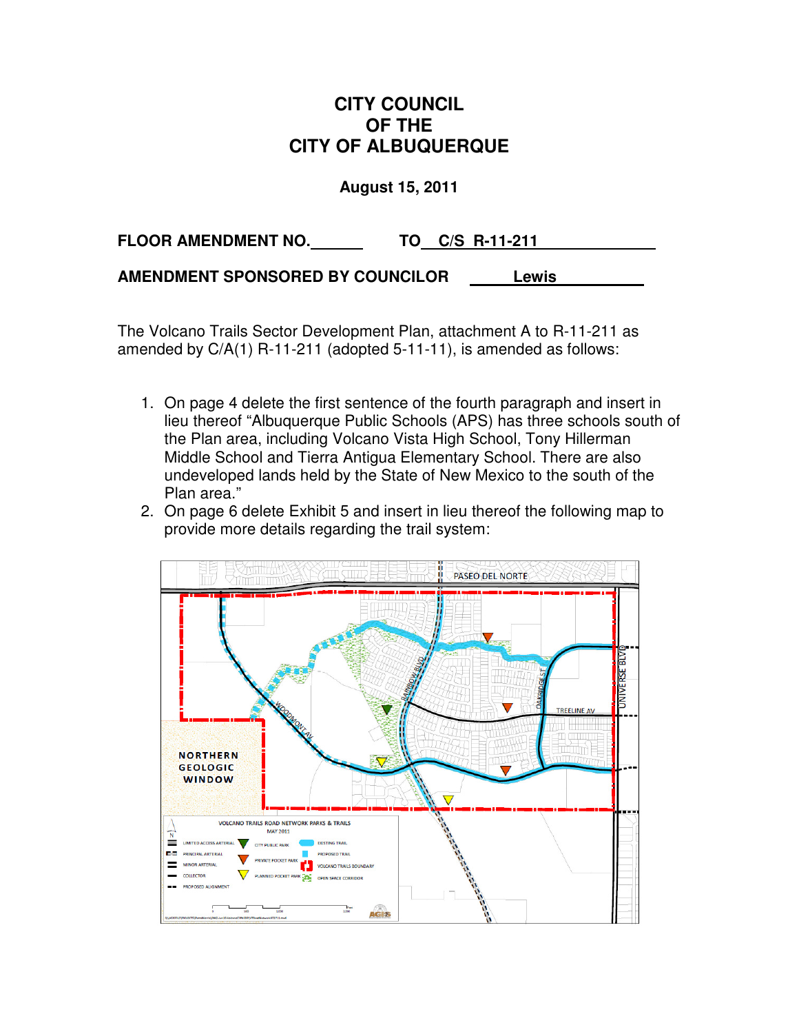# CITY COUNCIL
# OF THE
# CITY OF ALBUQUERQUE

**August 15, 2011**

**FLOOR AMENDMENT NO.______ TO C/S R-11-211**

**AMENDMENT SPONSORED BY COUNCILOR Lewis**

The Volcano Trails Sector Development Plan, attachment A to R-11-211 as amended by C/A(1) R-11-211 (adopted 5-11-11), is amended as follows:

1. On page 4 delete the first sentence of the fourth paragraph and insert in lieu thereof "Albuquerque Public Schools (APS) has three schools south of the Plan area, including Volcano Vista High School, Tony Hillerman Middle School and Tierra Antigua Elementary School. There are also undeveloped lands held by the State of New Mexico to the south of the Plan area."
2. On page 6 delete Exhibit 5 and insert in lieu thereof the following map to provide more details regarding the trail system: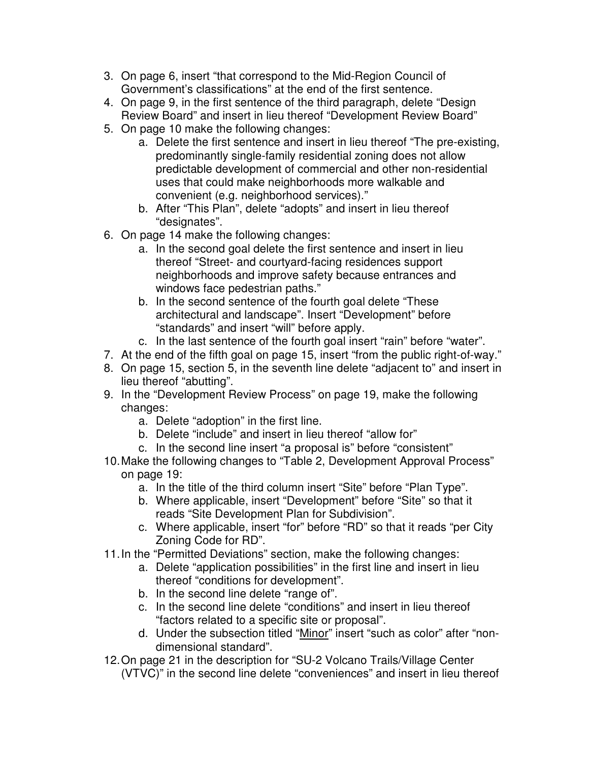3. On page 6, insert “that correspond to the Mid-Region Council of Government’s classifications” at the end of the first sentence.
4. On page 9, in the first sentence of the third paragraph, delete “Design Review Board” and insert in lieu thereof “Development Review Board”
5. On page 10 make the following changes:
    a. Delete the first sentence and insert in lieu thereof “The pre-existing, predominantly single-family residential zoning does not allow predictable development of commercial and other non-residential uses that could make neighborhoods more walkable and convenient (e.g. neighborhood services).”
    b. After “This Plan”, delete “adopts” and insert in lieu thereof “designates”.
6. On page 14 make the following changes:
    a. In the second goal delete the first sentence and insert in lieu thereof “Street- and courtyard-facing residences support neighborhoods and improve safety because entrances and windows face pedestrian paths.”
    b. In the second sentence of the fourth goal delete “These architectural and landscape”. Insert “Development” before “standards” and insert “will” before apply.
    c. In the last sentence of the fourth goal insert “rain” before “water”.
7. At the end of the fifth goal on page 15, insert “from the public right-of-way.”
8. On page 15, section 5, in the seventh line delete “adjacent to” and insert in lieu thereof “abutting”.
9. In the “Development Review Process” on page 19, make the following changes:
    a. Delete “adoption” in the first line.
    b. Delete “include” and insert in lieu thereof “allow for”
    c. In the second line insert “a proposal is” before “consistent”
10. Make the following changes to “Table 2, Development Approval Process” on page 19:
    a. In the title of the third column insert “Site” before “Plan Type”.
    b. Where applicable, insert “Development” before “Site” so that it reads “Site Development Plan for Subdivision”.
    c. Where applicable, insert “for” before “RD” so that it reads “per City Zoning Code for RD”.
11. In the “Permitted Deviations” section, make the following changes:
    a. Delete “application possibilities” in the first line and insert in lieu thereof “conditions for development”.
    b. In the second line delete “range of”.
    c. In the second line delete “conditions” and insert in lieu thereof “factors related to a specific site or proposal”.
    d. Under the subsection titled “Minor” insert “such as color” after “non-dimensional standard”.
12. On page 21 in the description for “SU-2 Volcano Trails/Village Center (VTVC)” in the second line delete “conveniences” and insert in lieu thereof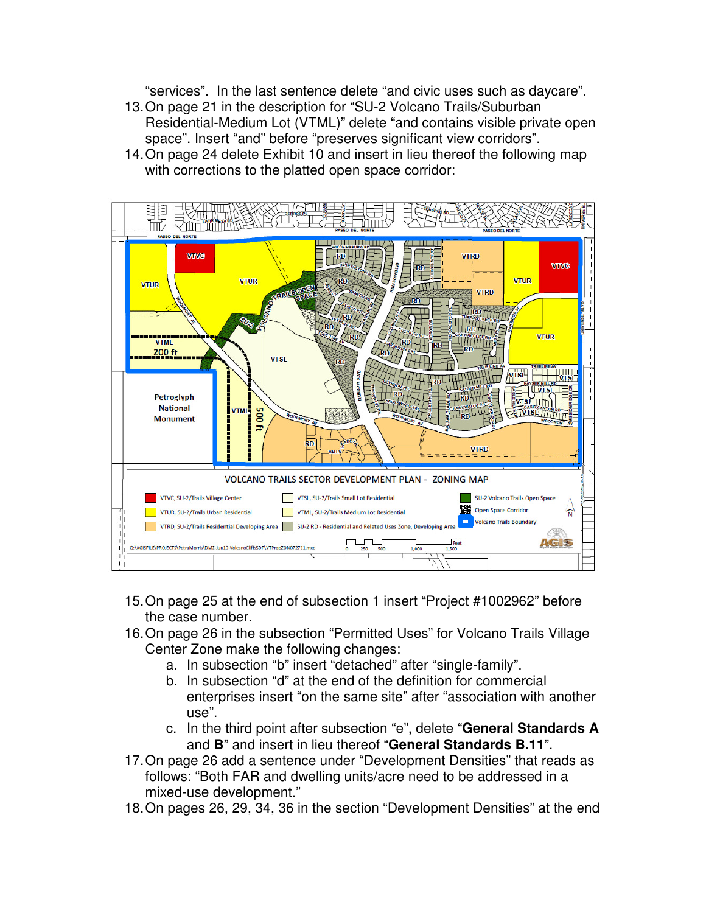"services". In the last sentence delete "and civic uses such as daycare".

13. On page 21 in the description for "SU-2 Volcano Trails/Suburban Residential-Medium Lot (VTML)" delete "and contains visible private open space". Insert "and" before "preserves significant view corridors".
14. On page 24 delete Exhibit 10 and insert in lieu thereof the following map with corrections to the platted open space corridor:

VOLCANO TRAILS SECTOR DEVELOPMENT PLAN - ZONING MAP

- VTVC, SU-2/Trails Village Center
- VTUR, SU-2/Trails Urban Residential
- VTRD, SU-2/Trails Residential Developing Area
- VTSL, SU-2/Trails Small Lot Residential
- VTML, SU-2/Trails Medium Lot Residential
- SU-2 RD - Residential and Related Uses Zone, Developing Area
- SU-2 Volcano Trails Open Space
- Open Space Corridor
- Volcano Trails Boundary

15. On page 25 at the end of subsection 1 insert "Project #1002962" before the case number.
16. On page 26 in the subsection "Permitted Uses" for Volcano Trails Village Center Zone make the following changes:
    a. In subsection "b" insert "detached" after "single-family".
    b. In subsection "d" at the end of the definition for commercial enterprises insert "on the same site" after "association with another use".
    c. In the third point after subsection "e", delete "**General Standards A** and **B**" and insert in lieu thereof "**General Standards B.11**".
17. On page 26 add a sentence under "Development Densities" that reads as follows: "Both FAR and dwelling units/acre need to be addressed in a mixed-use development."
18. On pages 26, 29, 34, 36 in the section "Development Densities" at the end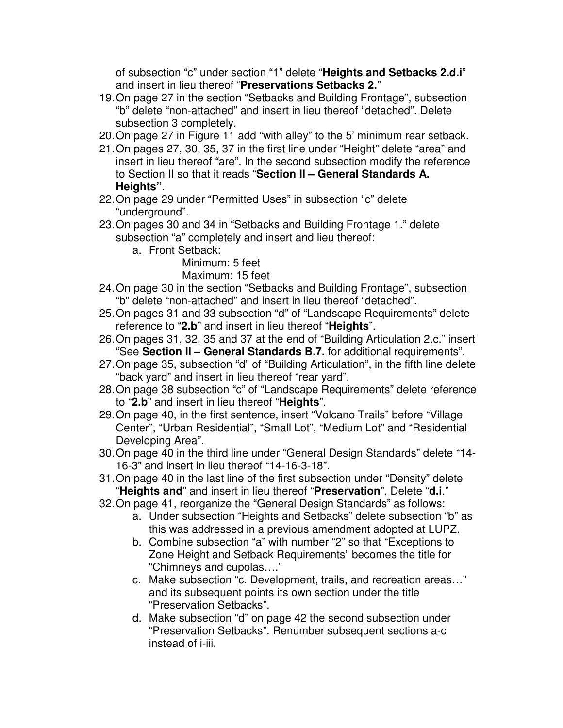of subsection "c" under section "1" delete "**Heights and Setbacks 2.d.i**" and insert in lieu thereof "**Preservations Setbacks 2.**"

19. On page 27 in the section "Setbacks and Building Frontage", subsection "b" delete "non-attached" and insert in lieu thereof "detached". Delete subsection 3 completely.
20. On page 27 in Figure 11 add "with alley" to the 5' minimum rear setback.
21. On pages 27, 30, 35, 37 in the first line under "Height" delete "area" and insert in lieu thereof "are". In the second subsection modify the reference to Section II so that it reads "**Section II – General Standards A. Heights"**.
22. On page 29 under "Permitted Uses" in subsection "c" delete "underground".
23. On pages 30 and 34 in "Setbacks and Building Frontage 1." delete subsection "a" completely and insert and lieu thereof:
    a. Front Setback:
       Minimum: 5 feet
       Maximum: 15 feet
24. On page 30 in the section "Setbacks and Building Frontage", subsection "b" delete "non-attached" and insert in lieu thereof "detached".
25. On pages 31 and 33 subsection "d" of "Landscape Requirements" delete reference to "**2.b**" and insert in lieu thereof "**Heights**".
26. On pages 31, 32, 35 and 37 at the end of "Building Articulation 2.c." insert "See **Section II – General Standards B.7.** for additional requirements".
27. On page 35, subsection "d" of "Building Articulation", in the fifth line delete "back yard" and insert in lieu thereof "rear yard".
28. On page 38 subsection "c" of "Landscape Requirements" delete reference to "**2.b**" and insert in lieu thereof "**Heights**".
29. On page 40, in the first sentence, insert "Volcano Trails" before "Village Center", "Urban Residential", "Small Lot", "Medium Lot" and "Residential Developing Area".
30. On page 40 in the third line under "General Design Standards" delete "14-16-3" and insert in lieu thereof "14-16-3-18".
31. On page 40 in the last line of the first subsection under "Density" delete "**Heights and**" and insert in lieu thereof "**Preservation**". Delete "**d.i**."
32. On page 41, reorganize the "General Design Standards" as follows:
    a. Under subsection "Heights and Setbacks" delete subsection "b" as this was addressed in a previous amendment adopted at LUPZ.
    b. Combine subsection "a" with number "2" so that "Exceptions to Zone Height and Setback Requirements" becomes the title for "Chimneys and cupolas…."
    c. Make subsection "c. Development, trails, and recreation areas…" and its subsequent points its own section under the title "Preservation Setbacks".
    d. Make subsection "d" on page 42 the second subsection under "Preservation Setbacks". Renumber subsequent sections a-c instead of i-iii.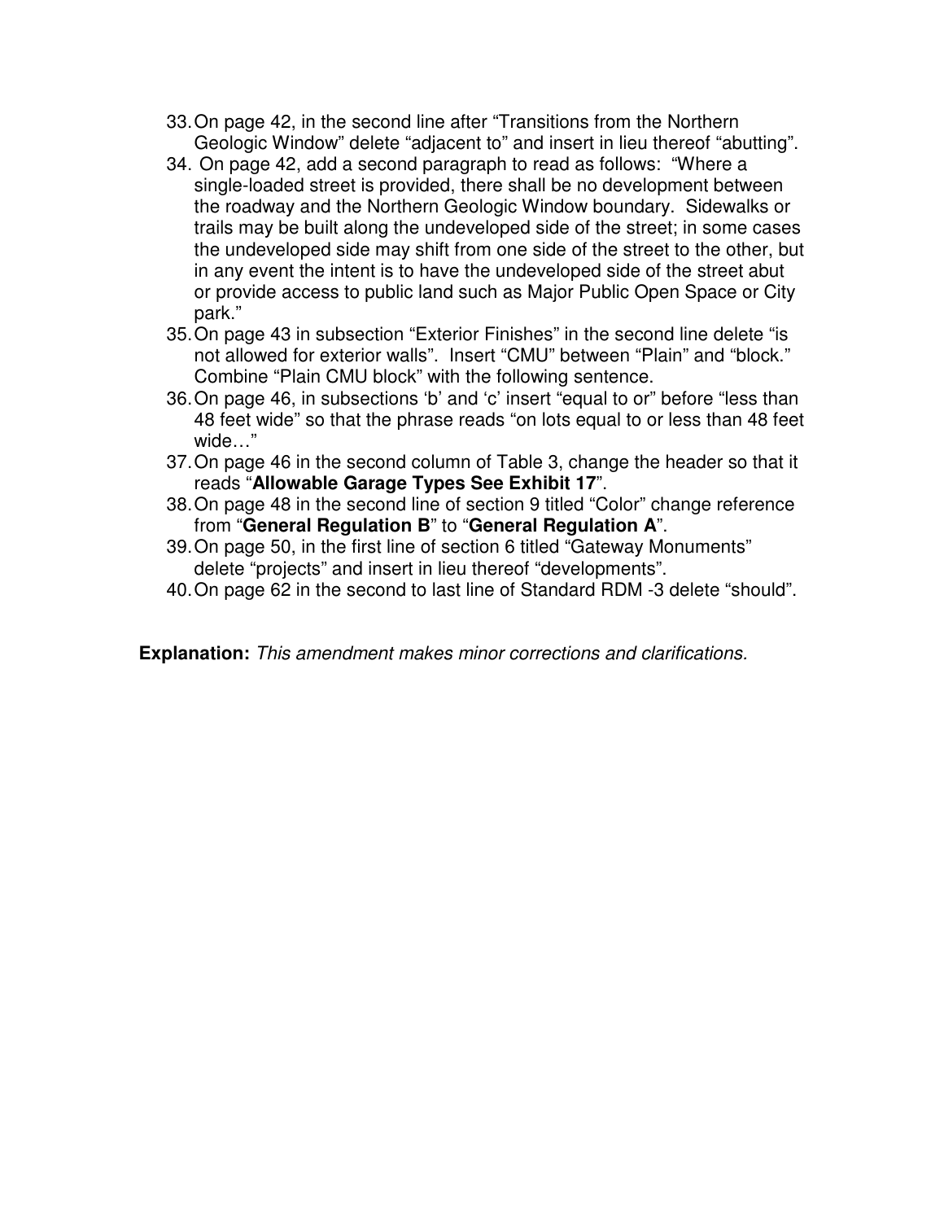33. On page 42, in the second line after "Transitions from the Northern Geologic Window" delete "adjacent to" and insert in lieu thereof "abutting".
34. On page 42, add a second paragraph to read as follows: "Where a single-loaded street is provided, there shall be no development between the roadway and the Northern Geologic Window boundary. Sidewalks or trails may be built along the undeveloped side of the street; in some cases the undeveloped side may shift from one side of the street to the other, but in any event the intent is to have the undeveloped side of the street abut or provide access to public land such as Major Public Open Space or City park."
35. On page 43 in subsection "Exterior Finishes" in the second line delete "is not allowed for exterior walls". Insert "CMU" between "Plain" and "block." Combine "Plain CMU block" with the following sentence.
36. On page 46, in subsections 'b' and 'c' insert "equal to or" before "less than 48 feet wide" so that the phrase reads "on lots equal to or less than 48 feet wide…"
37. On page 46 in the second column of Table 3, change the header so that it reads "**Allowable Garage Types See Exhibit 17**".
38. On page 48 in the second line of section 9 titled "Color" change reference from "**General Regulation B**" to "**General Regulation A**".
39. On page 50, in the first line of section 6 titled "Gateway Monuments" delete "projects" and insert in lieu thereof "developments".
40. On page 62 in the second to last line of Standard RDM -3 delete "should".

**Explanation:** *This amendment makes minor corrections and clarifications.*